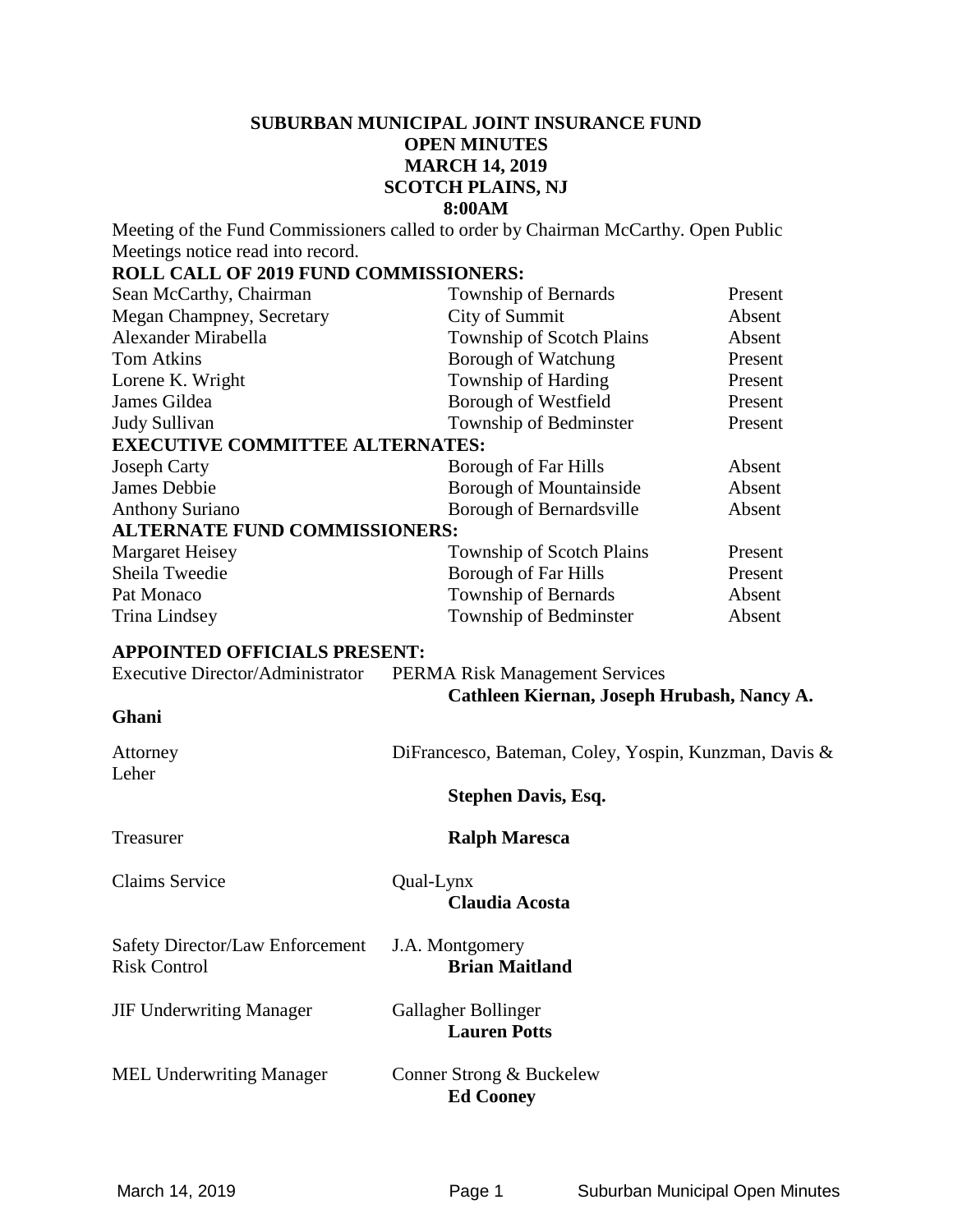# SUBURBAN MUNICIPAL JOINT INSURANCE FUND
## OPEN MINUTES
## MARCH 14, 2019
## SCOTCH PLAINS, NJ
## 8:00AM

Meeting of the Fund Commissioners called to order by Chairman McCarthy. Open Public Meetings notice read into record.

**ROLL CALL OF 2019 FUND COMMISSIONERS:**

| | | |
|---|---|---|
| Sean McCarthy, Chairman | Township of Bernards | Present |
| Megan Champney, Secretary | City of Summit | Absent |
| Alexander Mirabella | Township of Scotch Plains | Absent |
| Tom Atkins | Borough of Watchung | Present |
| Lorene K. Wright | Township of Harding | Present |
| James Gildea | Borough of Westfield | Present |
| Judy Sullivan | Township of Bedminster | Present |

**EXECUTIVE COMMITTEE ALTERNATES:**

| | | |
|---|---|---|
| Joseph Carty | Borough of Far Hills | Absent |
| James Debbie | Borough of Mountainside | Absent |
| Anthony Suriano | Borough of Bernardsville | Absent |

**ALTERNATE FUND COMMISSIONERS:**

| | | |
|---|---|---|
| Margaret Heisey | Township of Scotch Plains | Present |
| Sheila Tweedie | Borough of Far Hills | Present |
| Pat Monaco | Township of Bernards | Absent |
| Trina Lindsey | Township of Bedminster | Absent |

**APPOINTED OFFICIALS PRESENT:**

Executive Director/Administrator — PERMA Risk Management Services
**Cathleen Kiernan, Joseph Hrubash, Nancy A. Ghani**

Attorney — DiFrancesco, Bateman, Coley, Yospin, Kunzman, Davis & Leher
**Stephen Davis, Esq.**

Treasurer — **Ralph Maresca**

Claims Service — Qual-Lynx
**Claudia Acosta**

Safety Director/Law Enforcement Risk Control — J.A. Montgomery
**Brian Maitland**

JIF Underwriting Manager — Gallagher Bollinger
**Lauren Potts**

MEL Underwriting Manager — Conner Strong & Buckelew
**Ed Cooney**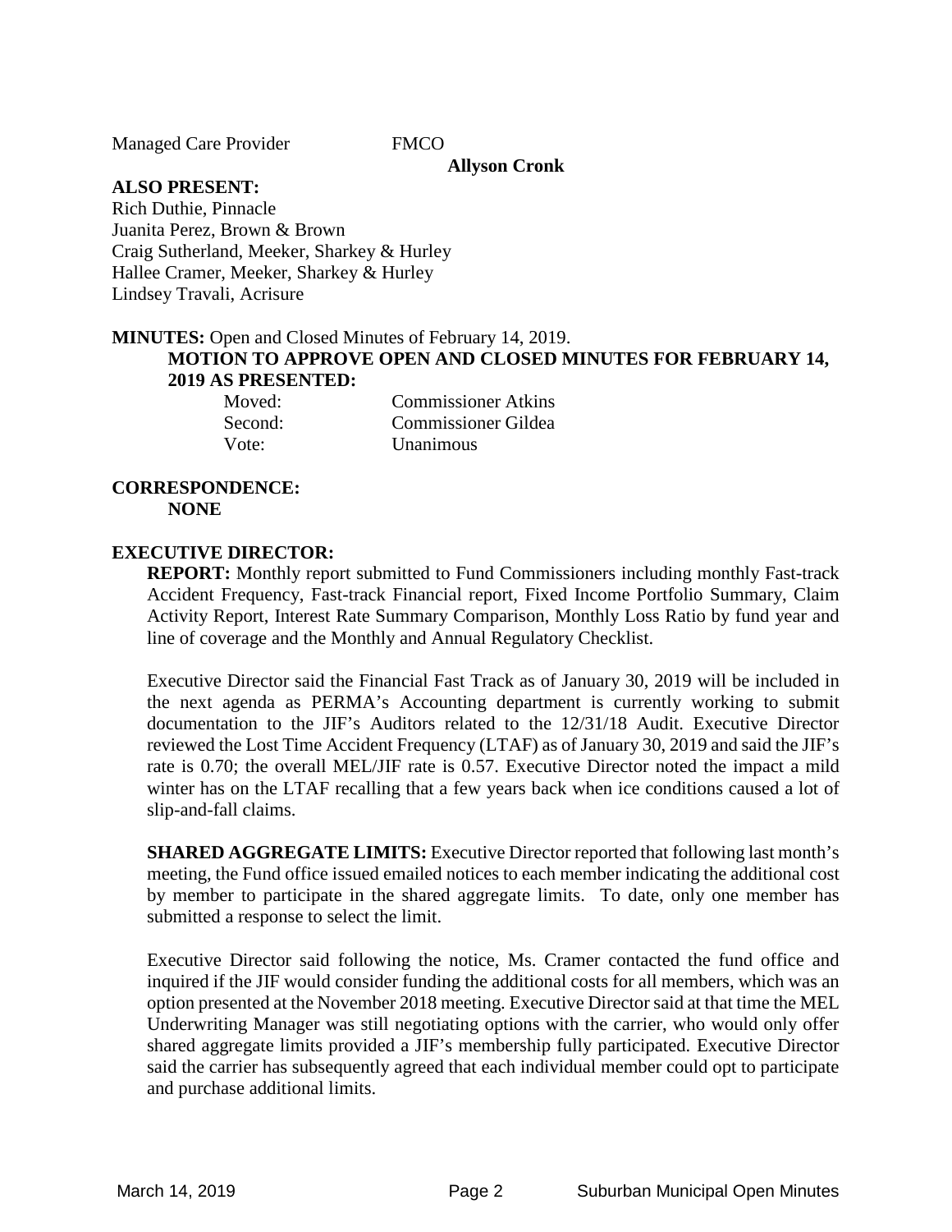Managed Care Provider FMCO

**Allyson Cronk**

**ALSO PRESENT:**
Rich Duthie, Pinnacle
Juanita Perez, Brown & Brown
Craig Sutherland, Meeker, Sharkey & Hurley
Hallee Cramer, Meeker, Sharkey & Hurley
Lindsey Travali, Acrisure

**MINUTES:** Open and Closed Minutes of February 14, 2019.

**MOTION TO APPROVE OPEN AND CLOSED MINUTES FOR FEBRUARY 14, 2019 AS PRESENTED:**

| | |
|---|---|
| Moved: | Commissioner Atkins |
| Second: | Commissioner Gildea |
| Vote: | Unanimous |

**CORRESPONDENCE:**
**NONE**

**EXECUTIVE DIRECTOR:**

**REPORT:** Monthly report submitted to Fund Commissioners including monthly Fast-track Accident Frequency, Fast-track Financial report, Fixed Income Portfolio Summary, Claim Activity Report, Interest Rate Summary Comparison, Monthly Loss Ratio by fund year and line of coverage and the Monthly and Annual Regulatory Checklist.

Executive Director said the Financial Fast Track as of January 30, 2019 will be included in the next agenda as PERMA's Accounting department is currently working to submit documentation to the JIF's Auditors related to the 12/31/18 Audit. Executive Director reviewed the Lost Time Accident Frequency (LTAF) as of January 30, 2019 and said the JIF's rate is 0.70; the overall MEL/JIF rate is 0.57. Executive Director noted the impact a mild winter has on the LTAF recalling that a few years back when ice conditions caused a lot of slip-and-fall claims.

**SHARED AGGREGATE LIMITS:** Executive Director reported that following last month's meeting, the Fund office issued emailed notices to each member indicating the additional cost by member to participate in the shared aggregate limits. To date, only one member has submitted a response to select the limit.

Executive Director said following the notice, Ms. Cramer contacted the fund office and inquired if the JIF would consider funding the additional costs for all members, which was an option presented at the November 2018 meeting. Executive Director said at that time the MEL Underwriting Manager was still negotiating options with the carrier, who would only offer shared aggregate limits provided a JIF's membership fully participated. Executive Director said the carrier has subsequently agreed that each individual member could opt to participate and purchase additional limits.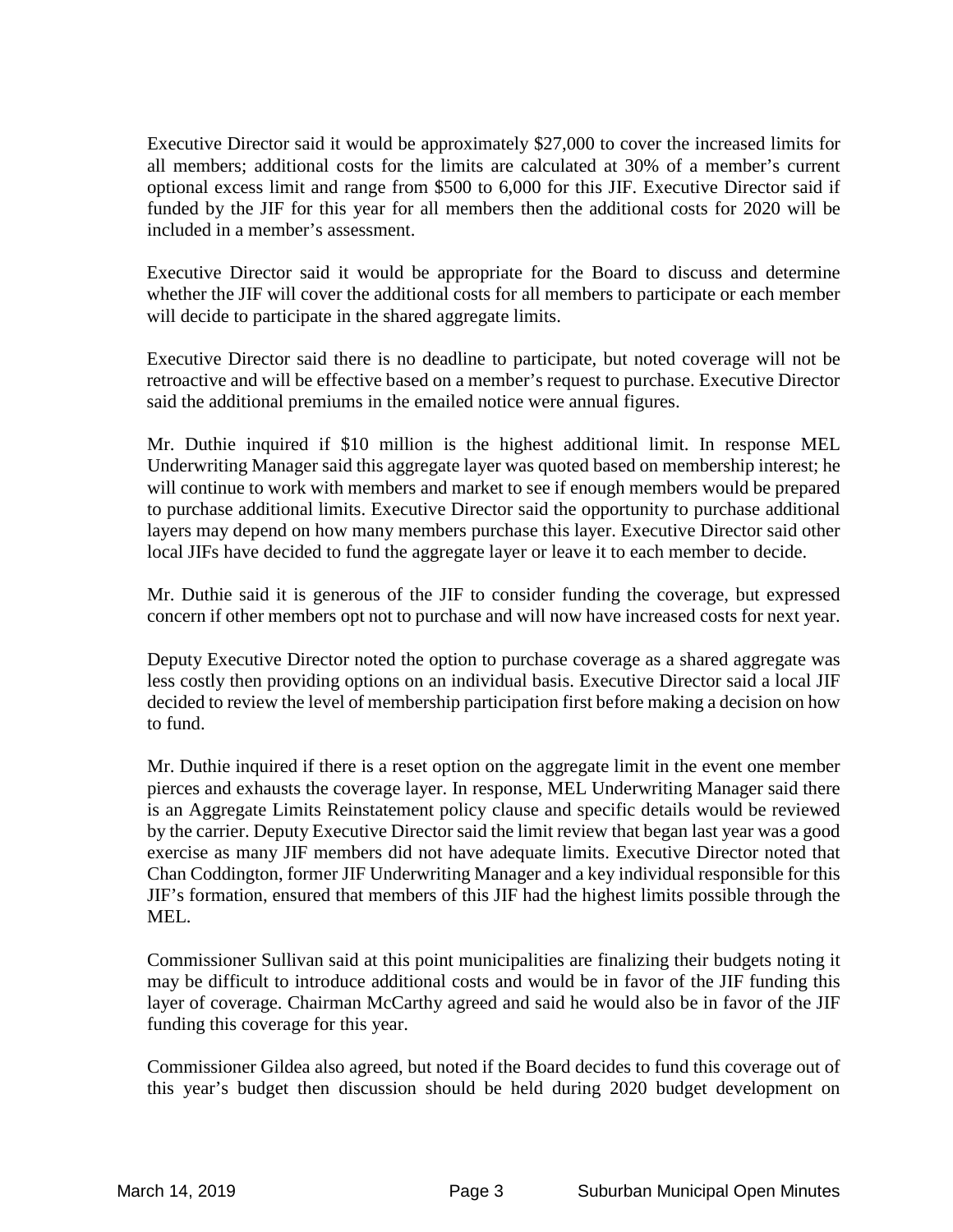Executive Director said it would be approximately $27,000 to cover the increased limits for all members; additional costs for the limits are calculated at 30% of a member's current optional excess limit and range from $500 to 6,000 for this JIF. Executive Director said if funded by the JIF for this year for all members then the additional costs for 2020 will be included in a member's assessment.

Executive Director said it would be appropriate for the Board to discuss and determine whether the JIF will cover the additional costs for all members to participate or each member will decide to participate in the shared aggregate limits.

Executive Director said there is no deadline to participate, but noted coverage will not be retroactive and will be effective based on a member's request to purchase. Executive Director said the additional premiums in the emailed notice were annual figures.

Mr. Duthie inquired if $10 million is the highest additional limit. In response MEL Underwriting Manager said this aggregate layer was quoted based on membership interest; he will continue to work with members and market to see if enough members would be prepared to purchase additional limits. Executive Director said the opportunity to purchase additional layers may depend on how many members purchase this layer. Executive Director said other local JIFs have decided to fund the aggregate layer or leave it to each member to decide.

Mr. Duthie said it is generous of the JIF to consider funding the coverage, but expressed concern if other members opt not to purchase and will now have increased costs for next year.

Deputy Executive Director noted the option to purchase coverage as a shared aggregate was less costly then providing options on an individual basis. Executive Director said a local JIF decided to review the level of membership participation first before making a decision on how to fund.

Mr. Duthie inquired if there is a reset option on the aggregate limit in the event one member pierces and exhausts the coverage layer. In response, MEL Underwriting Manager said there is an Aggregate Limits Reinstatement policy clause and specific details would be reviewed by the carrier. Deputy Executive Director said the limit review that began last year was a good exercise as many JIF members did not have adequate limits. Executive Director noted that Chan Coddington, former JIF Underwriting Manager and a key individual responsible for this JIF's formation, ensured that members of this JIF had the highest limits possible through the MEL.

Commissioner Sullivan said at this point municipalities are finalizing their budgets noting it may be difficult to introduce additional costs and would be in favor of the JIF funding this layer of coverage. Chairman McCarthy agreed and said he would also be in favor of the JIF funding this coverage for this year.

Commissioner Gildea also agreed, but noted if the Board decides to fund this coverage out of this year's budget then discussion should be held during 2020 budget development on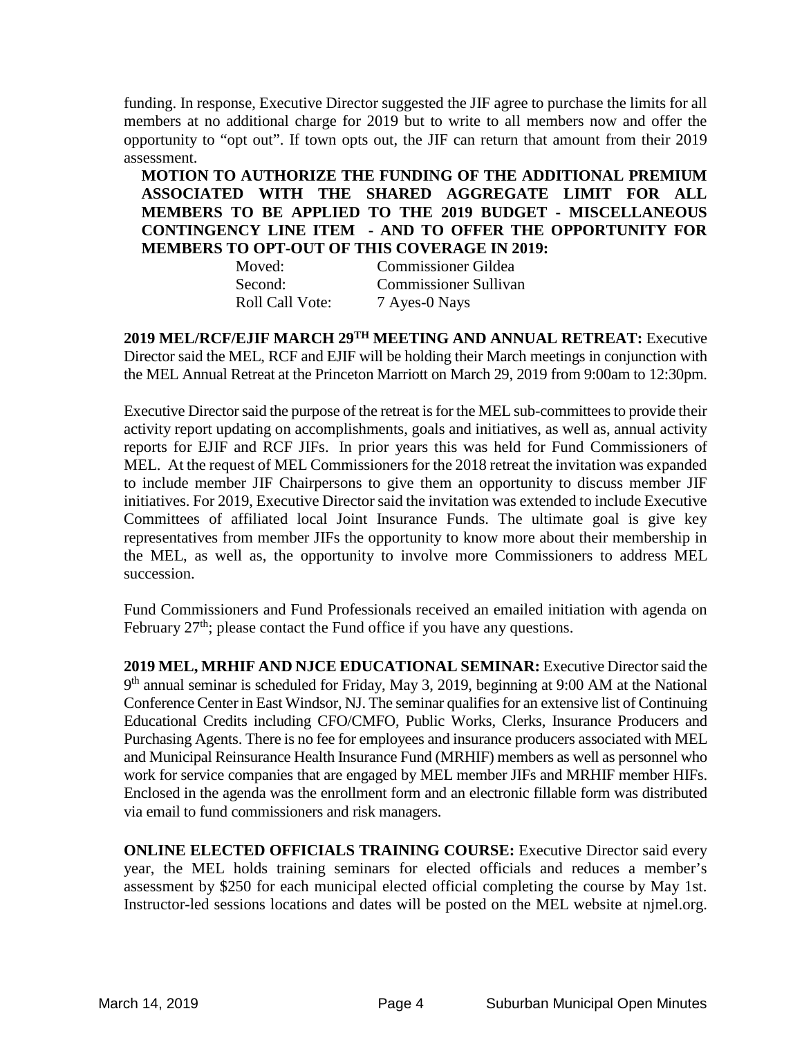funding. In response, Executive Director suggested the JIF agree to purchase the limits for all members at no additional charge for 2019 but to write to all members now and offer the opportunity to "opt out". If town opts out, the JIF can return that amount from their 2019 assessment.

**MOTION TO AUTHORIZE THE FUNDING OF THE ADDITIONAL PREMIUM ASSOCIATED WITH THE SHARED AGGREGATE LIMIT FOR ALL MEMBERS TO BE APPLIED TO THE 2019 BUDGET - MISCELLANEOUS CONTINGENCY LINE ITEM - AND TO OFFER THE OPPORTUNITY FOR MEMBERS TO OPT-OUT OF THIS COVERAGE IN 2019:**

Moved: Commissioner Gildea
Second: Commissioner Sullivan
Roll Call Vote: 7 Ayes-0 Nays

**2019 MEL/RCF/EJIF MARCH 29TH MEETING AND ANNUAL RETREAT:** Executive Director said the MEL, RCF and EJIF will be holding their March meetings in conjunction with the MEL Annual Retreat at the Princeton Marriott on March 29, 2019 from 9:00am to 12:30pm.

Executive Director said the purpose of the retreat is for the MEL sub-committees to provide their activity report updating on accomplishments, goals and initiatives, as well as, annual activity reports for EJIF and RCF JIFs. In prior years this was held for Fund Commissioners of MEL. At the request of MEL Commissioners for the 2018 retreat the invitation was expanded to include member JIF Chairpersons to give them an opportunity to discuss member JIF initiatives. For 2019, Executive Director said the invitation was extended to include Executive Committees of affiliated local Joint Insurance Funds. The ultimate goal is give key representatives from member JIFs the opportunity to know more about their membership in the MEL, as well as, the opportunity to involve more Commissioners to address MEL succession.

Fund Commissioners and Fund Professionals received an emailed initiation with agenda on February 27th; please contact the Fund office if you have any questions.

**2019 MEL, MRHIF AND NJCE EDUCATIONAL SEMINAR:** Executive Director said the 9th annual seminar is scheduled for Friday, May 3, 2019, beginning at 9:00 AM at the National Conference Center in East Windsor, NJ. The seminar qualifies for an extensive list of Continuing Educational Credits including CFO/CMFO, Public Works, Clerks, Insurance Producers and Purchasing Agents. There is no fee for employees and insurance producers associated with MEL and Municipal Reinsurance Health Insurance Fund (MRHIF) members as well as personnel who work for service companies that are engaged by MEL member JIFs and MRHIF member HIFs. Enclosed in the agenda was the enrollment form and an electronic fillable form was distributed via email to fund commissioners and risk managers.

**ONLINE ELECTED OFFICIALS TRAINING COURSE:** Executive Director said every year, the MEL holds training seminars for elected officials and reduces a member's assessment by $250 for each municipal elected official completing the course by May 1st. Instructor-led sessions locations and dates will be posted on the MEL website at njmel.org.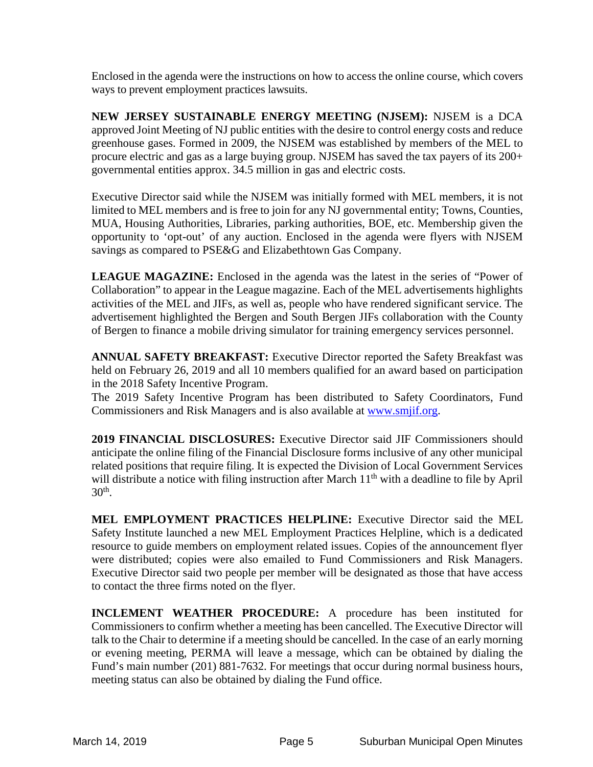Enclosed in the agenda were the instructions on how to access the online course, which covers ways to prevent employment practices lawsuits.

**NEW JERSEY SUSTAINABLE ENERGY MEETING (NJSEM):** NJSEM is a DCA approved Joint Meeting of NJ public entities with the desire to control energy costs and reduce greenhouse gases. Formed in 2009, the NJSEM was established by members of the MEL to procure electric and gas as a large buying group. NJSEM has saved the tax payers of its 200+ governmental entities approx. 34.5 million in gas and electric costs.

Executive Director said while the NJSEM was initially formed with MEL members, it is not limited to MEL members and is free to join for any NJ governmental entity; Towns, Counties, MUA, Housing Authorities, Libraries, parking authorities, BOE, etc. Membership given the opportunity to 'opt-out' of any auction. Enclosed in the agenda were flyers with NJSEM savings as compared to PSE&G and Elizabethtown Gas Company.

**LEAGUE MAGAZINE:** Enclosed in the agenda was the latest in the series of "Power of Collaboration" to appear in the League magazine. Each of the MEL advertisements highlights activities of the MEL and JIFs, as well as, people who have rendered significant service. The advertisement highlighted the Bergen and South Bergen JIFs collaboration with the County of Bergen to finance a mobile driving simulator for training emergency services personnel.

**ANNUAL SAFETY BREAKFAST:** Executive Director reported the Safety Breakfast was held on February 26, 2019 and all 10 members qualified for an award based on participation in the 2018 Safety Incentive Program.

The 2019 Safety Incentive Program has been distributed to Safety Coordinators, Fund Commissioners and Risk Managers and is also available at [www.smjif.org](www.smjif.org).

**2019 FINANCIAL DISCLOSURES:** Executive Director said JIF Commissioners should anticipate the online filing of the Financial Disclosure forms inclusive of any other municipal related positions that require filing. It is expected the Division of Local Government Services will distribute a notice with filing instruction after March 11th with a deadline to file by April 30th.

**MEL EMPLOYMENT PRACTICES HELPLINE:** Executive Director said the MEL Safety Institute launched a new MEL Employment Practices Helpline, which is a dedicated resource to guide members on employment related issues. Copies of the announcement flyer were distributed; copies were also emailed to Fund Commissioners and Risk Managers. Executive Director said two people per member will be designated as those that have access to contact the three firms noted on the flyer.

**INCLEMENT WEATHER PROCEDURE:** A procedure has been instituted for Commissioners to confirm whether a meeting has been cancelled. The Executive Director will talk to the Chair to determine if a meeting should be cancelled. In the case of an early morning or evening meeting, PERMA will leave a message, which can be obtained by dialing the Fund's main number (201) 881-7632. For meetings that occur during normal business hours, meeting status can also be obtained by dialing the Fund office.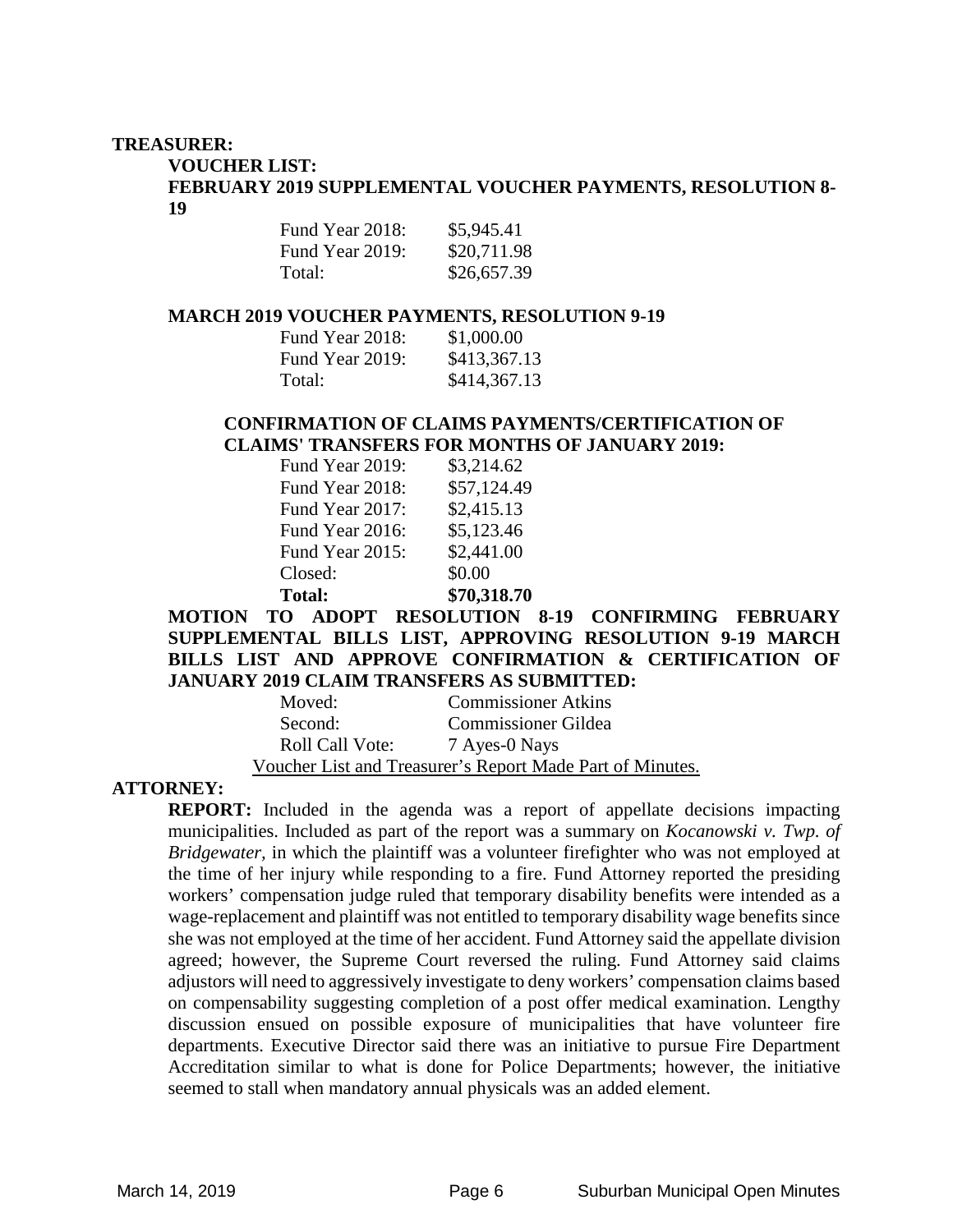**TREASURER:**

**VOUCHER LIST:**

**FEBRUARY 2019 SUPPLEMENTAL VOUCHER PAYMENTS, RESOLUTION 8-19**

| | |
|---|---|
| Fund Year 2018: | $5,945.41 |
| Fund Year 2019: | $20,711.98 |
| Total: | $26,657.39 |

**MARCH 2019 VOUCHER PAYMENTS, RESOLUTION 9-19**

| | |
|---|---|
| Fund Year 2018: | $1,000.00 |
| Fund Year 2019: | $413,367.13 |
| Total: | $414,367.13 |

**CONFIRMATION OF CLAIMS PAYMENTS/CERTIFICATION OF CLAIMS' TRANSFERS FOR MONTHS OF JANUARY 2019:**

| | |
|---|---|
| Fund Year 2019: | $3,214.62 |
| Fund Year 2018: | $57,124.49 |
| Fund Year 2017: | $2,415.13 |
| Fund Year 2016: | $5,123.46 |
| Fund Year 2015: | $2,441.00 |
| Closed: | $0.00 |
| **Total:** | **$70,318.70** |

**MOTION TO ADOPT RESOLUTION 8-19 CONFIRMING FEBRUARY SUPPLEMENTAL BILLS LIST, APPROVING RESOLUTION 9-19 MARCH BILLS LIST AND APPROVE CONFIRMATION & CERTIFICATION OF JANUARY 2019 CLAIM TRANSFERS AS SUBMITTED:**

| | |
|---|---|
| Moved: | Commissioner Atkins |
| Second: | Commissioner Gildea |
| Roll Call Vote: | 7 Ayes-0 Nays |

Voucher List and Treasurer's Report Made Part of Minutes.

**ATTORNEY:**

**REPORT:** Included in the agenda was a report of appellate decisions impacting municipalities. Included as part of the report was a summary on *Kocanowski v. Twp. of Bridgewater*, in which the plaintiff was a volunteer firefighter who was not employed at the time of her injury while responding to a fire. Fund Attorney reported the presiding workers' compensation judge ruled that temporary disability benefits were intended as a wage-replacement and plaintiff was not entitled to temporary disability wage benefits since she was not employed at the time of her accident. Fund Attorney said the appellate division agreed; however, the Supreme Court reversed the ruling. Fund Attorney said claims adjustors will need to aggressively investigate to deny workers' compensation claims based on compensability suggesting completion of a post offer medical examination. Lengthy discussion ensued on possible exposure of municipalities that have volunteer fire departments. Executive Director said there was an initiative to pursue Fire Department Accreditation similar to what is done for Police Departments; however, the initiative seemed to stall when mandatory annual physicals was an added element.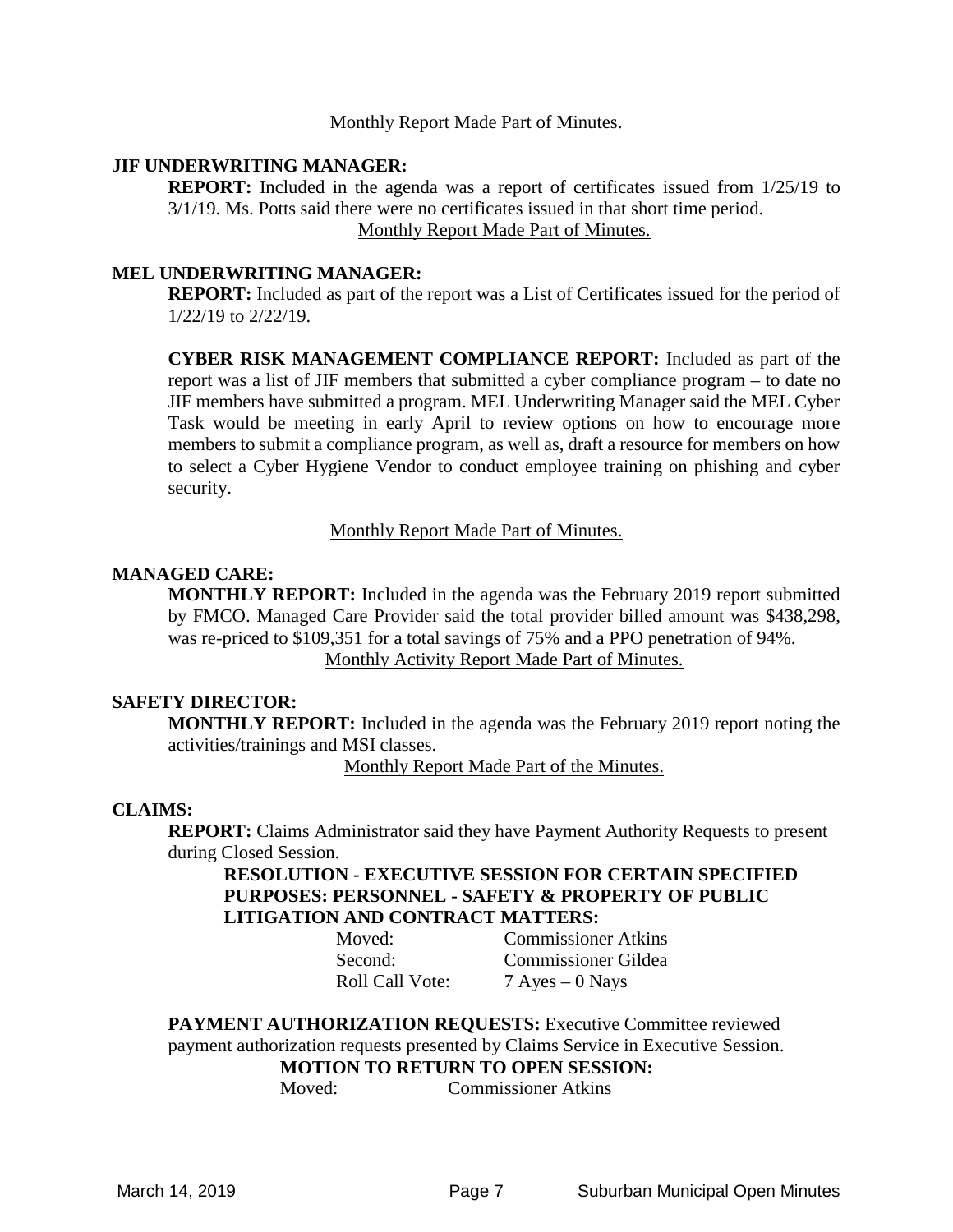Monthly Report Made Part of Minutes.

**JIF UNDERWRITING MANAGER:**

**REPORT:** Included in the agenda was a report of certificates issued from 1/25/19 to 3/1/19. Ms. Potts said there were no certificates issued in that short time period.

Monthly Report Made Part of Minutes.

**MEL UNDERWRITING MANAGER:**

**REPORT:** Included as part of the report was a List of Certificates issued for the period of 1/22/19 to 2/22/19.

**CYBER RISK MANAGEMENT COMPLIANCE REPORT:** Included as part of the report was a list of JIF members that submitted a cyber compliance program – to date no JIF members have submitted a program. MEL Underwriting Manager said the MEL Cyber Task would be meeting in early April to review options on how to encourage more members to submit a compliance program, as well as, draft a resource for members on how to select a Cyber Hygiene Vendor to conduct employee training on phishing and cyber security.

Monthly Report Made Part of Minutes.

**MANAGED CARE:**

**MONTHLY REPORT:** Included in the agenda was the February 2019 report submitted by FMCO. Managed Care Provider said the total provider billed amount was $438,298, was re-priced to $109,351 for a total savings of 75% and a PPO penetration of 94%.

Monthly Activity Report Made Part of Minutes.

**SAFETY DIRECTOR:**

**MONTHLY REPORT:** Included in the agenda was the February 2019 report noting the activities/trainings and MSI classes.

Monthly Report Made Part of the Minutes.

**CLAIMS:**

**REPORT:** Claims Administrator said they have Payment Authority Requests to present during Closed Session.

**RESOLUTION - EXECUTIVE SESSION FOR CERTAIN SPECIFIED PURPOSES: PERSONNEL - SAFETY & PROPERTY OF PUBLIC LITIGATION AND CONTRACT MATTERS:**

Moved: Commissioner Atkins
Second: Commissioner Gildea
Roll Call Vote: 7 Ayes – 0 Nays

**PAYMENT AUTHORIZATION REQUESTS:** Executive Committee reviewed payment authorization requests presented by Claims Service in Executive Session.

**MOTION TO RETURN TO OPEN SESSION:**

Moved: Commissioner Atkins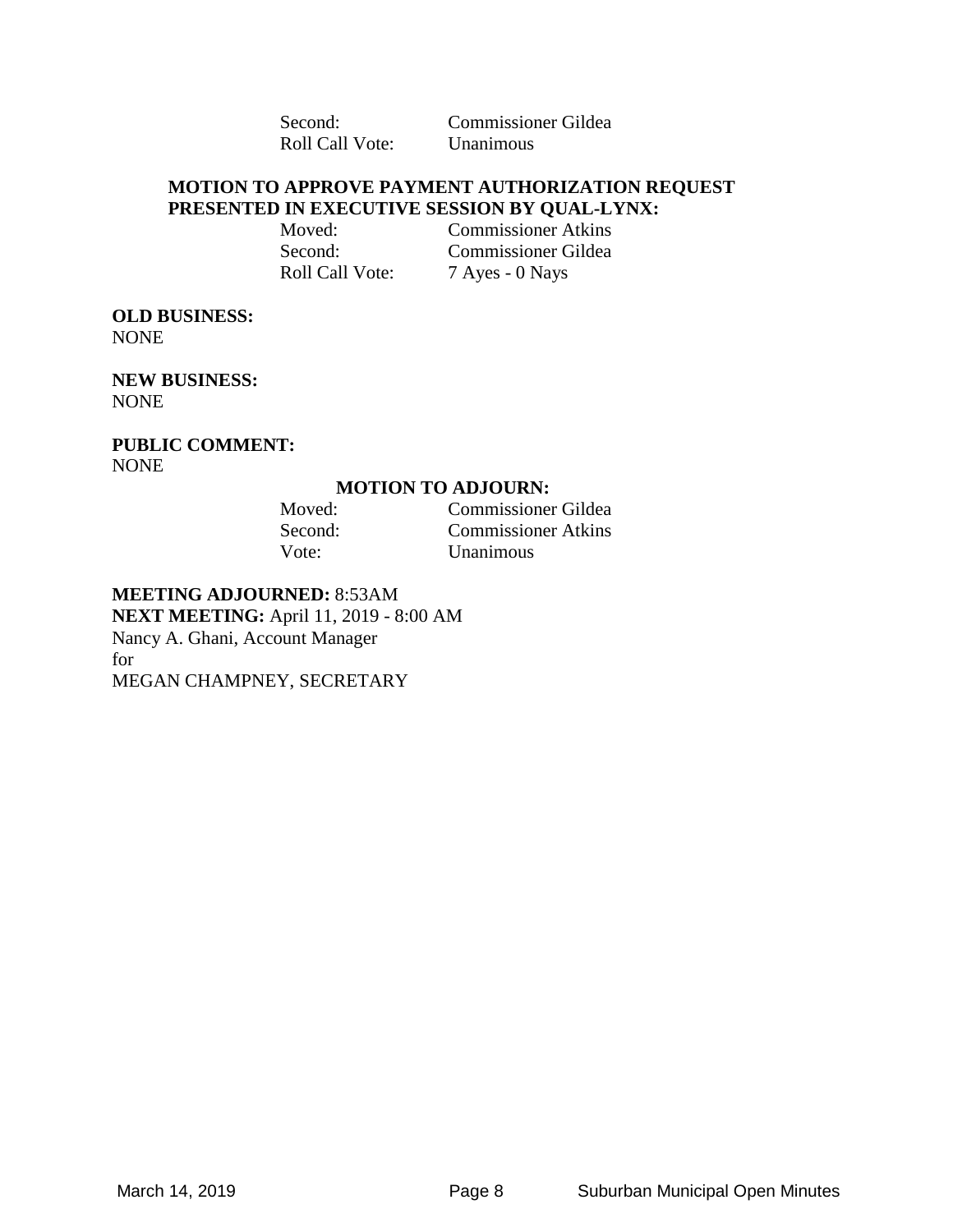Second: Commissioner Gildea
Roll Call Vote: Unanimous

**MOTION TO APPROVE PAYMENT AUTHORIZATION REQUEST PRESENTED IN EXECUTIVE SESSION BY QUAL-LYNX:**

Moved: Commissioner Atkins
Second: Commissioner Gildea
Roll Call Vote: 7 Ayes - 0 Nays

**OLD BUSINESS:**
NONE

**NEW BUSINESS:**
NONE

**PUBLIC COMMENT:**
NONE

**MOTION TO ADJOURN:**

Moved: Commissioner Gildea
Second: Commissioner Atkins
Vote: Unanimous

**MEETING ADJOURNED:** 8:53AM
**NEXT MEETING:** April 11, 2019 - 8:00 AM
Nancy A. Ghani, Account Manager
for
MEGAN CHAMPNEY, SECRETARY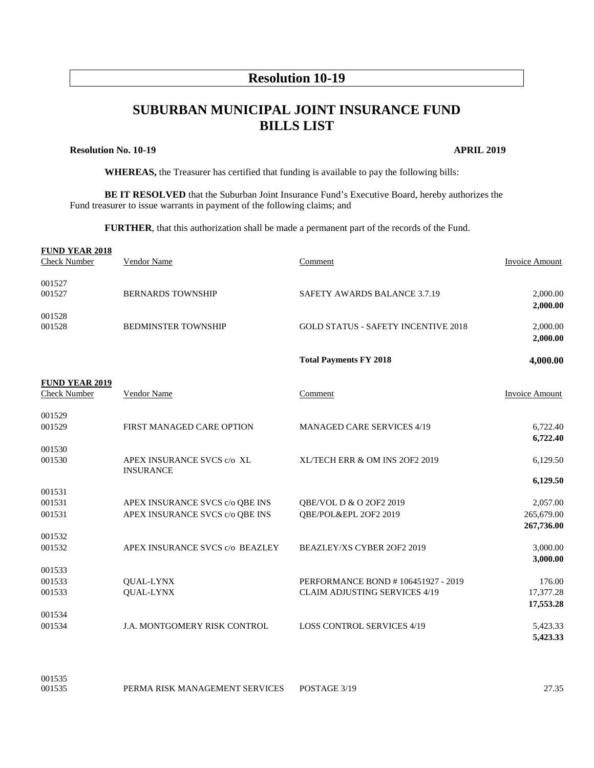# Resolution 10-19

## SUBURBAN MUNICIPAL JOINT INSURANCE FUND
## BILLS LIST

**Resolution No. 10-19** **APRIL 2019**

**WHEREAS,** the Treasurer has certified that funding is available to pay the following bills:

**BE IT RESOLVED** that the Suburban Joint Insurance Fund's Executive Board, hereby authorizes the Fund treasurer to issue warrants in payment of the following claims; and

**FURTHER**, that this authorization shall be made a permanent part of the records of the Fund.

**FUND YEAR 2018**

| Check Number | Vendor Name | Comment | Invoice Amount |
|---|---|---|---|
| 001527 | | | |
| 001527 | BERNARDS TOWNSHIP | SAFETY AWARDS BALANCE 3.7.19 | 2,000.00 |
| | | | **2,000.00** |
| 001528 | | | |
| 001528 | BEDMINSTER TOWNSHIP | GOLD STATUS - SAFETY INCENTIVE 2018 | 2,000.00 |
| | | | **2,000.00** |
| | | **Total Payments FY 2018** | **4,000.00** |

**FUND YEAR 2019**

| Check Number | Vendor Name | Comment | Invoice Amount |
|---|---|---|---|
| 001529 | | | |
| 001529 | FIRST MANAGED CARE OPTION | MANAGED CARE SERVICES 4/19 | 6,722.40 |
| | | | **6,722.40** |
| 001530 | | | |
| 001530 | APEX INSURANCE SVCS c/o XL INSURANCE | XL/TECH ERR & OM INS 2OF2 2019 | 6,129.50 |
| | | | **6,129.50** |
| 001531 | | | |
| 001531 | APEX INSURANCE SVCS c/o QBE INS | QBE/VOL D & O 2OF2 2019 | 2,057.00 |
| 001531 | APEX INSURANCE SVCS c/o QBE INS | QBE/POL&EPL 2OF2 2019 | 265,679.00 |
| | | | **267,736.00** |
| 001532 | | | |
| 001532 | APEX INSURANCE SVCS c/o BEAZLEY | BEAZLEY/XS CYBER 2OF2 2019 | 3,000.00 |
| | | | **3,000.00** |
| 001533 | | | |
| 001533 | QUAL-LYNX | PERFORMANCE BOND # 106451927 - 2019 | 176.00 |
| 001533 | QUAL-LYNX | CLAIM ADJUSTING SERVICES 4/19 | 17,377.28 |
| | | | **17,553.28** |
| 001534 | | | |
| 001534 | J.A. MONTGOMERY RISK CONTROL | LOSS CONTROL SERVICES 4/19 | 5,423.33 |
| | | | **5,423.33** |
| 001535 | | | |
| 001535 | PERMA RISK MANAGEMENT SERVICES | POSTAGE 3/19 | 27.35 |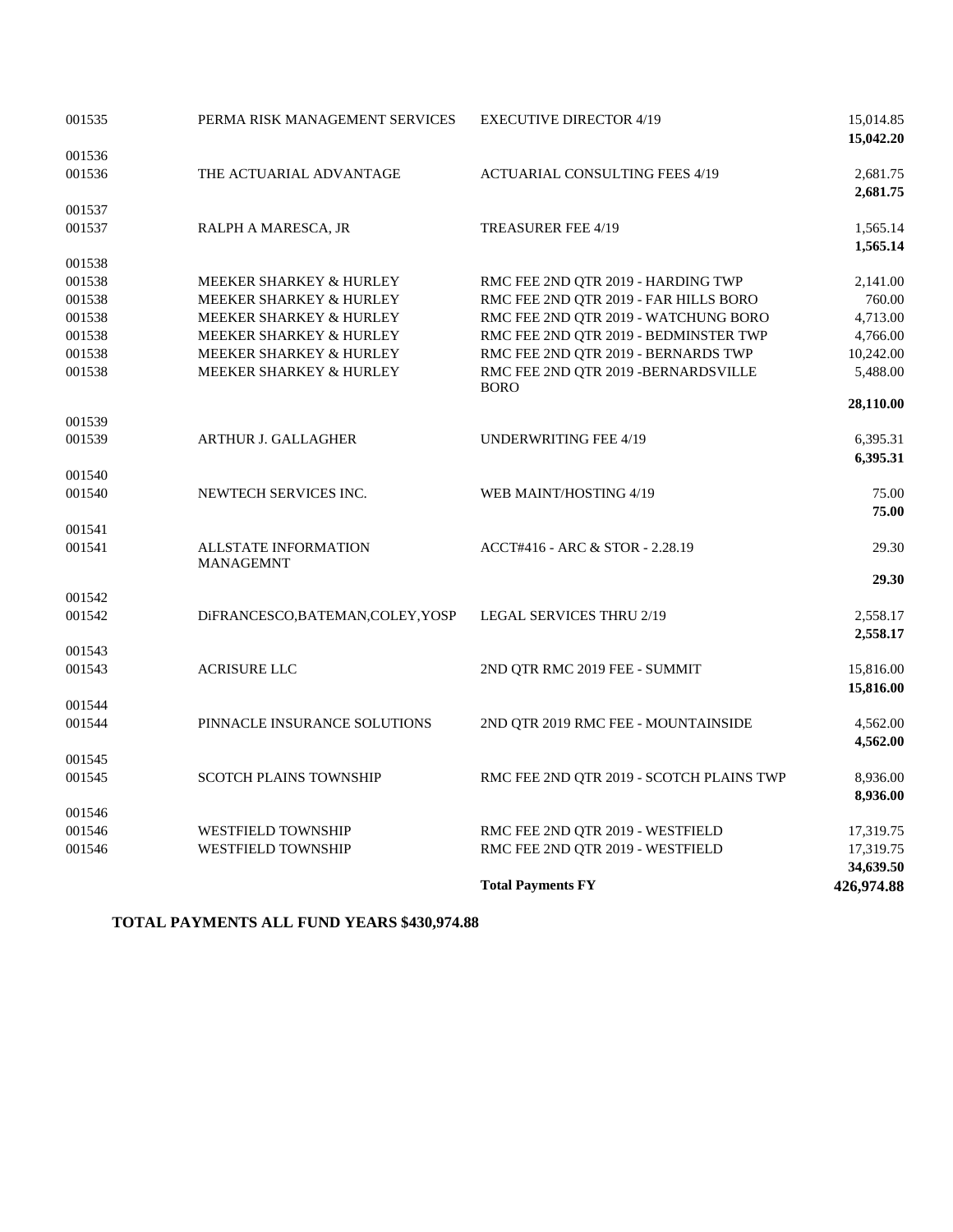| | | | |
|---|---|---|---|
| 001535 | PERMA RISK MANAGEMENT SERVICES | EXECUTIVE DIRECTOR 4/19 | 15,014.85 |
| | | | **15,042.20** |
| 001536 | | | |
| 001536 | THE ACTUARIAL ADVANTAGE | ACTUARIAL CONSULTING FEES 4/19 | 2,681.75 |
| | | | **2,681.75** |
| 001537 | | | |
| 001537 | RALPH A MARESCA, JR | TREASURER FEE 4/19 | 1,565.14 |
| | | | **1,565.14** |
| 001538 | | | |
| 001538 | MEEKER SHARKEY & HURLEY | RMC FEE 2ND QTR 2019 - HARDING TWP | 2,141.00 |
| 001538 | MEEKER SHARKEY & HURLEY | RMC FEE 2ND QTR 2019 - FAR HILLS BORO | 760.00 |
| 001538 | MEEKER SHARKEY & HURLEY | RMC FEE 2ND QTR 2019 - WATCHUNG BORO | 4,713.00 |
| 001538 | MEEKER SHARKEY & HURLEY | RMC FEE 2ND QTR 2019 - BEDMINSTER TWP | 4,766.00 |
| 001538 | MEEKER SHARKEY & HURLEY | RMC FEE 2ND QTR 2019 - BERNARDS TWP | 10,242.00 |
| 001538 | MEEKER SHARKEY & HURLEY | RMC FEE 2ND QTR 2019 -BERNARDSVILLE BORO | 5,488.00 |
| | | | **28,110.00** |
| 001539 | | | |
| 001539 | ARTHUR J. GALLAGHER | UNDERWRITING FEE 4/19 | 6,395.31 |
| | | | **6,395.31** |
| 001540 | | | |
| 001540 | NEWTECH SERVICES INC. | WEB MAINT/HOSTING 4/19 | 75.00 |
| | | | **75.00** |
| 001541 | | | |
| 001541 | ALLSTATE INFORMATION MANAGEMNT | ACCT#416 - ARC & STOR - 2.28.19 | 29.30 |
| | | | **29.30** |
| 001542 | | | |
| 001542 | DiFRANCESCO,BATEMAN,COLEY,YOSP | LEGAL SERVICES THRU 2/19 | 2,558.17 |
| | | | **2,558.17** |
| 001543 | | | |
| 001543 | ACRISURE LLC | 2ND QTR RMC 2019 FEE - SUMMIT | 15,816.00 |
| | | | **15,816.00** |
| 001544 | | | |
| 001544 | PINNACLE INSURANCE SOLUTIONS | 2ND QTR 2019 RMC FEE - MOUNTAINSIDE | 4,562.00 |
| | | | **4,562.00** |
| 001545 | | | |
| 001545 | SCOTCH PLAINS TOWNSHIP | RMC FEE 2ND QTR 2019 - SCOTCH PLAINS TWP | 8,936.00 |
| | | | **8,936.00** |
| 001546 | | | |
| 001546 | WESTFIELD TOWNSHIP | RMC FEE 2ND QTR 2019 - WESTFIELD | 17,319.75 |
| 001546 | WESTFIELD TOWNSHIP | RMC FEE 2ND QTR 2019 - WESTFIELD | 17,319.75 |
| | | | **34,639.50** |
| | | **Total Payments FY** | **426,974.88** |

**TOTAL PAYMENTS ALL FUND YEARS $430,974.88**